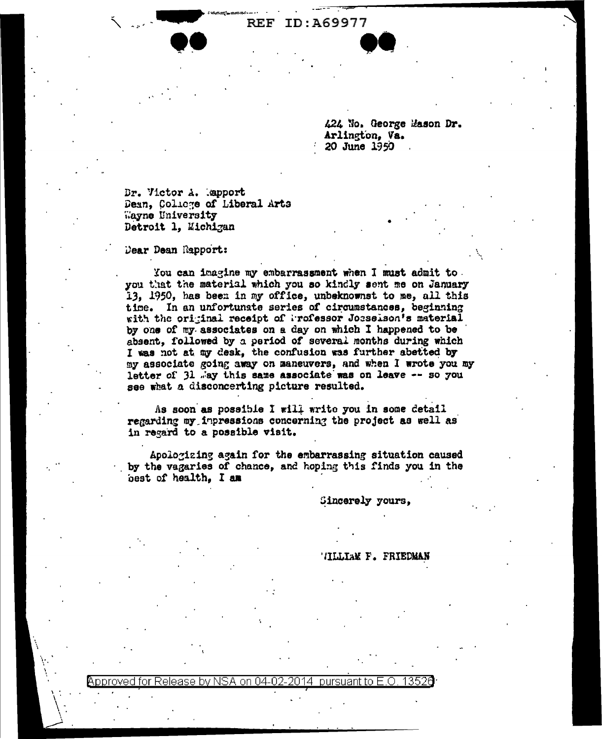REF ID:A69977

424 No. George Mason Dr.
Arlington, Va.
20 June 1950

Dr. Victor A. Rapport
Dean, College of Liberal Arts
Wayne University
Detroit 1, Michigan

Dear Dean Rapport:

You can imagine my embarrassment when I must admit to you that the material which you so kindly sent me on January 13, 1950, has been in my office, unbeknownst to me, all this time. In an unfortunate series of circumstances, beginning with the original receipt of Professor Josselson's material by one of my associates on a day on which I happened to be absent, followed by a period of several months during which I was not at my desk, the confusion was further abetted by my associate going away on maneuvers, and when I wrote you my letter of 31 May this same associate was on leave -- so you see what a disconcerting picture resulted.

As soon as possible I will write you in some detail regarding my impressions concerning the project as well as in regard to a possible visit.

Apologizing again for the embarrassing situation caused by the vagaries of chance, and hoping this finds you in the best of health, I am

Sincerely yours,

WILLIAM F. FRIEDMAN

Approved for Release by NSA on 04-02-2014 pursuant to E.O. 13526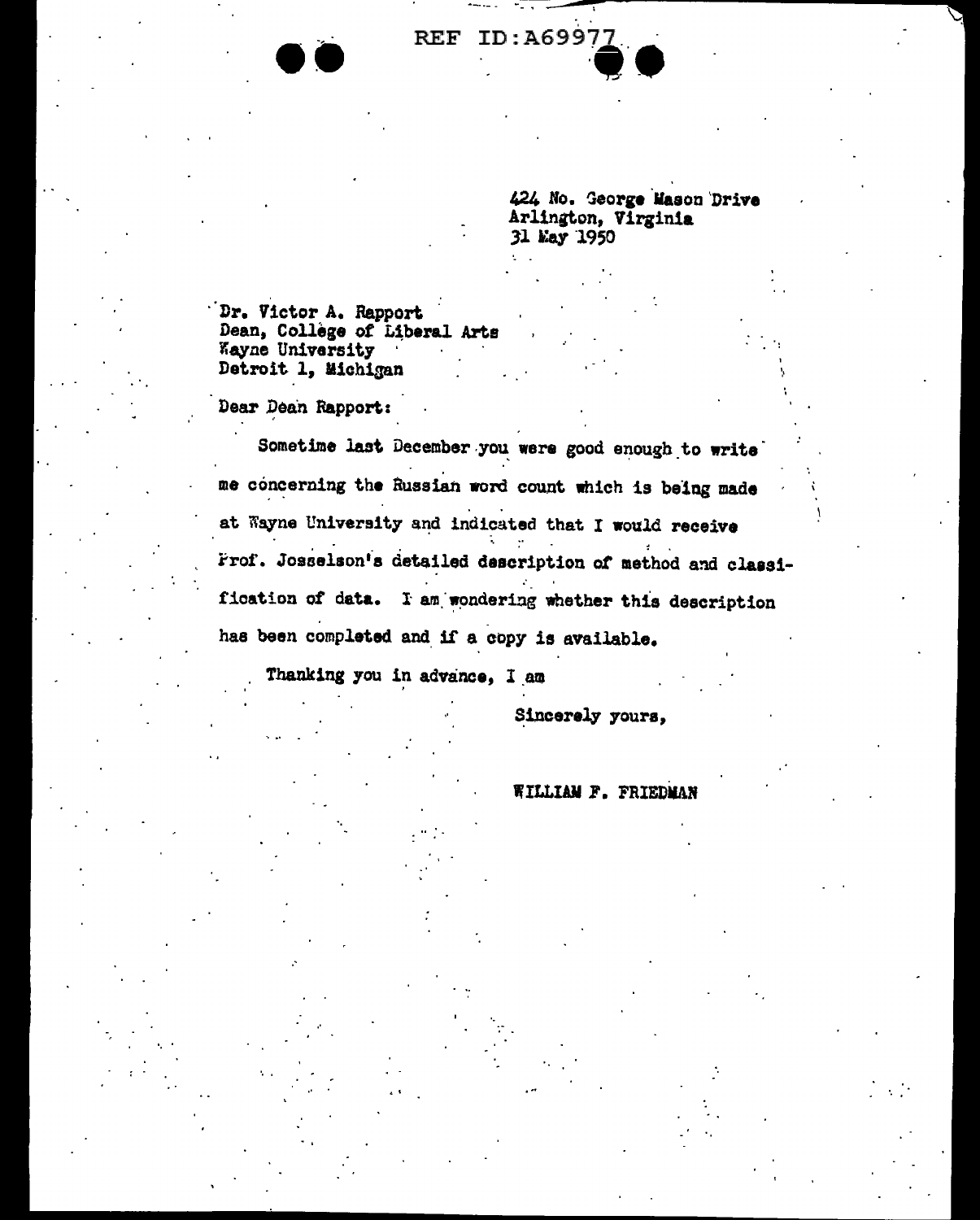REF ID:A69977

424 No. George Mason Drive
Arlington, Virginia
31 May 1950

Dr. Victor A. Rapport
Dean, College of Liberal Arts
Wayne University
Detroit 1, Michigan

Dear Dean Rapport:

Sometime last December you were good enough to write me concerning the Russian word count which is being made at Wayne University and indicated that I would receive Prof. Josselson's detailed description of method and classification of data. I am wondering whether this description has been completed and if a copy is available.

Thanking you in advance, I am

Sincerely yours,

WILLIAM F. FRIEDMAN